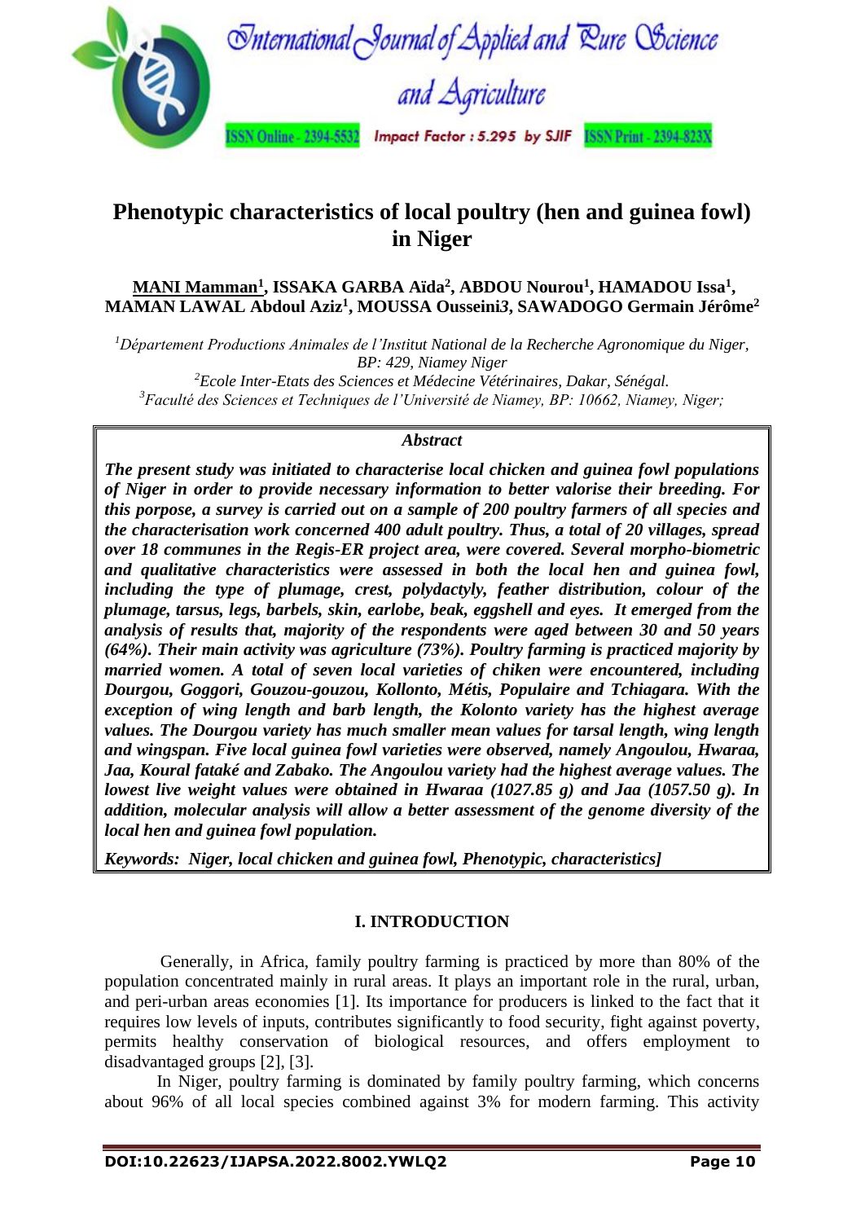# Phenotypic characteristics of local poultry (hen and guinea fowl) in Niger

**MANI Mamman[1], ISSAKA GARBA Aïda[2], ABDOU Nourou[1], HAMADOU Issa[1], MAMAN LAWAL Abdoul Aziz[1], MOUSSA Ousseini3, SAWADOGO Germain Jérôme[2]**

*[1]Département Productions Animales de l'Institut National de la Recherche Agronomique du Niger, BP: 429, Niamey Niger*
*[2]Ecole Inter-Etats des Sciences et Médecine Vétérinaires, Dakar, Sénégal.*
*[3]Faculté des Sciences et Techniques de l'Université de Niamey, BP: 10662, Niamey, Niger;*

### *Abstract*

***The present study was initiated to characterise local chicken and guinea fowl populations of Niger in order to provide necessary information to better valorise their breeding. For this porpose, a survey is carried out on a sample of 200 poultry farmers of all species and the characterisation work concerned 400 adult poultry. Thus, a total of 20 villages, spread over 18 communes in the Regis-ER project area, were covered. Several morpho-biometric and qualitative characteristics were assessed in both the local hen and guinea fowl, including the type of plumage, crest, polydactyly, feather distribution, colour of the plumage, tarsus, legs, barbels, skin, earlobe, beak, eggshell and eyes. It emerged from the analysis of results that, majority of the respondents were aged between 30 and 50 years (64%). Their main activity was agriculture (73%). Poultry farming is practiced majority by married women. A total of seven local varieties of chiken were encountered, including Dourgou, Goggori, Gouzou-gouzou, Kollonto, Métis, Populaire and Tchiagara. With the exception of wing length and barb length, the Kolonto variety has the highest average values. The Dourgou variety has much smaller mean values for tarsal length, wing length and wingspan. Five local guinea fowl varieties were observed, namely Angoulou, Hwaraa, Jaa, Koural fataké and Zabako. The Angoulou variety had the highest average values. The lowest live weight values were obtained in Hwaraa (1027.85 g) and Jaa (1057.50 g). In addition, molecular analysis will allow a better assessment of the genome diversity of the local hen and guinea fowl population.***

***Keywords:** Niger, local chicken and guinea fowl, Phenotypic, characteristics]*

## I. INTRODUCTION

Generally, in Africa, family poultry farming is practiced by more than 80% of the population concentrated mainly in rural areas. It plays an important role in the rural, urban, and peri-urban areas economies [1]. Its importance for producers is linked to the fact that it requires low levels of inputs, contributes significantly to food security, fight against poverty, permits healthy conservation of biological resources, and offers employment to disadvantaged groups [2], [3].

In Niger, poultry farming is dominated by family poultry farming, which concerns about 96% of all local species combined against 3% for modern farming. This activity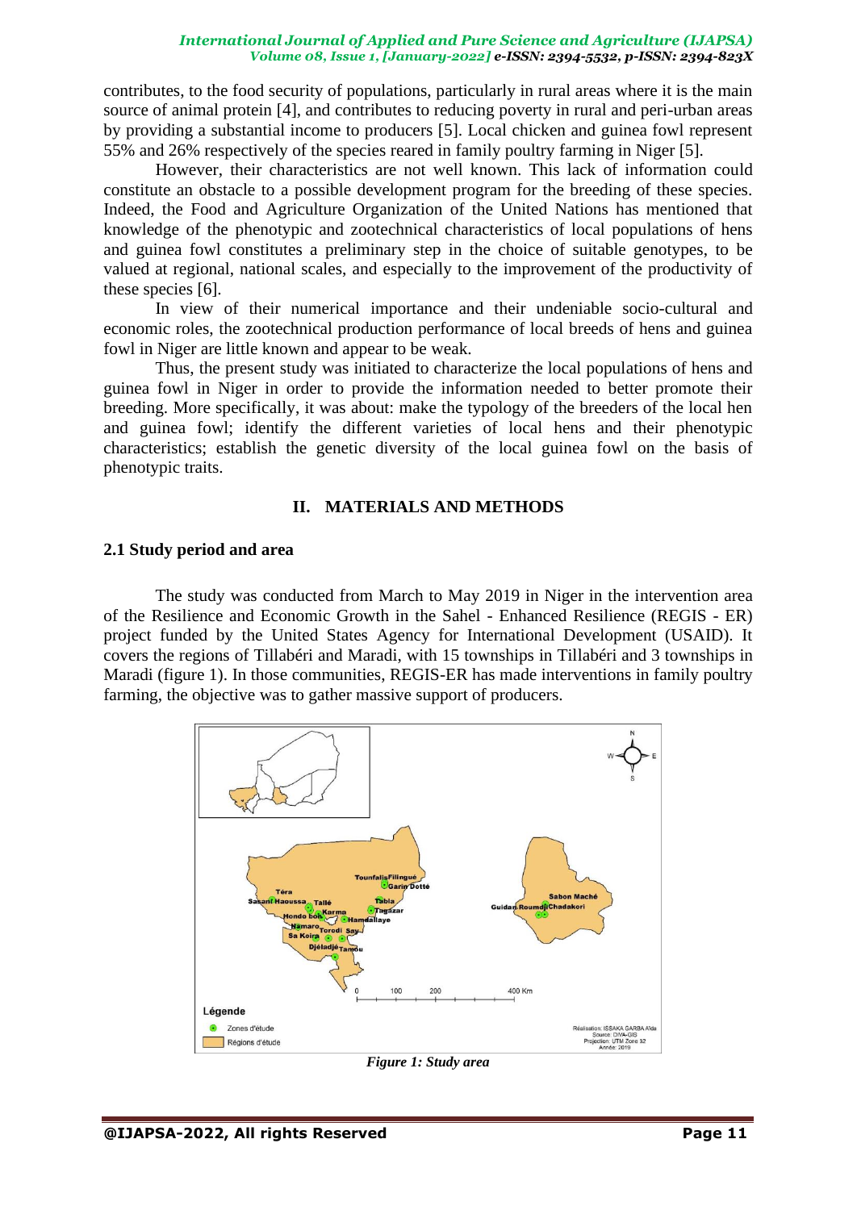contributes, to the food security of populations, particularly in rural areas where it is the main source of animal protein [4], and contributes to reducing poverty in rural and peri-urban areas by providing a substantial income to producers [5]. Local chicken and guinea fowl represent 55% and 26% respectively of the species reared in family poultry farming in Niger [5].

However, their characteristics are not well known. This lack of information could constitute an obstacle to a possible development program for the breeding of these species. Indeed, the Food and Agriculture Organization of the United Nations has mentioned that knowledge of the phenotypic and zootechnical characteristics of local populations of hens and guinea fowl constitutes a preliminary step in the choice of suitable genotypes, to be valued at regional, national scales, and especially to the improvement of the productivity of these species [6].

In view of their numerical importance and their undeniable socio-cultural and economic roles, the zootechnical production performance of local breeds of hens and guinea fowl in Niger are little known and appear to be weak.

Thus, the present study was initiated to characterize the local populations of hens and guinea fowl in Niger in order to provide the information needed to better promote their breeding. More specifically, it was about: make the typology of the breeders of the local hen and guinea fowl; identify the different varieties of local hens and their phenotypic characteristics; establish the genetic diversity of the local guinea fowl on the basis of phenotypic traits.

## II. MATERIALS AND METHODS

### 2.1 Study period and area

The study was conducted from March to May 2019 in Niger in the intervention area of the Resilience and Economic Growth in the Sahel - Enhanced Resilience (REGIS - ER) project funded by the United States Agency for International Development (USAID). It covers the regions of Tillabéri and Maradi, with 15 townships in Tillabéri and 3 townships in Maradi (figure 1). In those communities, REGIS-ER has made interventions in family poultry farming, the objective was to gather massive support of producers.

*Figure 1: Study area*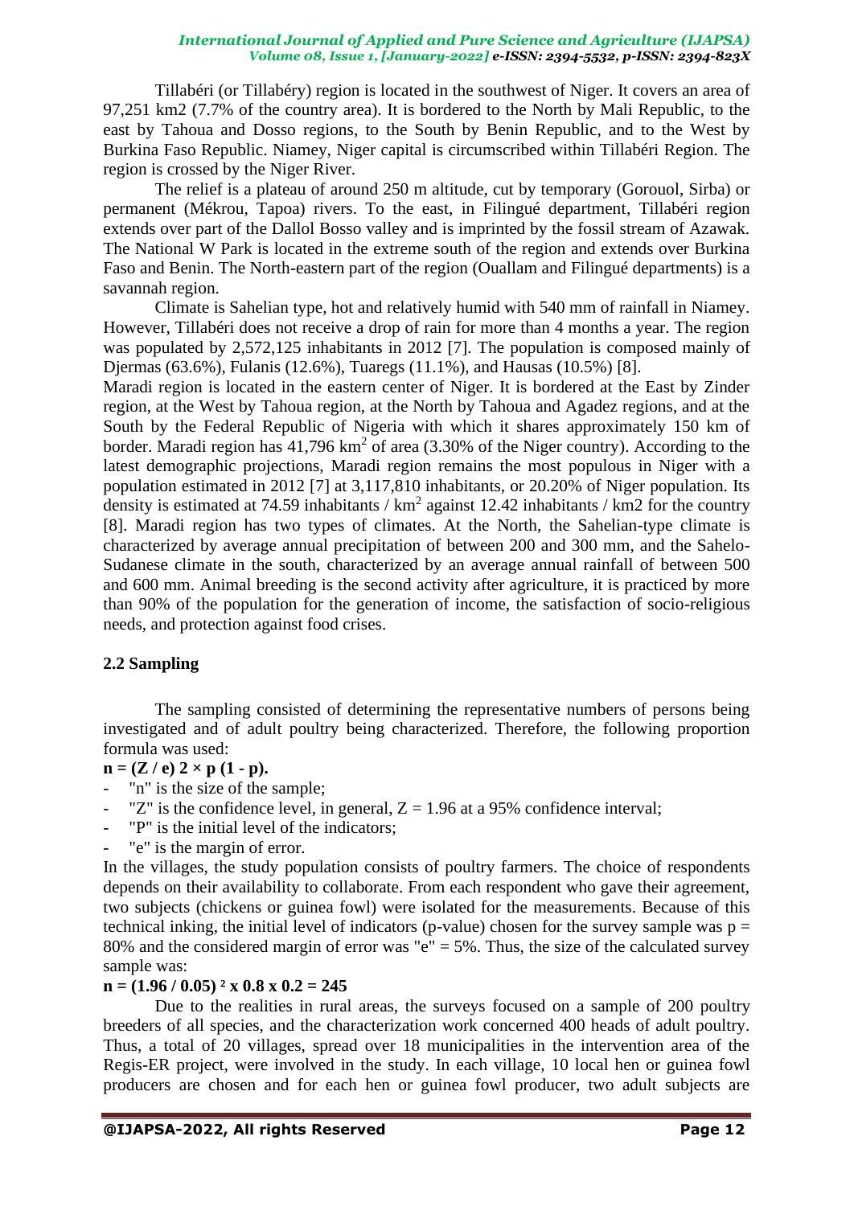Tillabéri (or Tillabéry) region is located in the southwest of Niger. It covers an area of 97,251 km2 (7.7% of the country area). It is bordered to the North by Mali Republic, to the east by Tahoua and Dosso regions, to the South by Benin Republic, and to the West by Burkina Faso Republic. Niamey, Niger capital is circumscribed within Tillabéri Region. The region is crossed by the Niger River.

The relief is a plateau of around 250 m altitude, cut by temporary (Gorouol, Sirba) or permanent (Mékrou, Tapoa) rivers. To the east, in Filingué department, Tillabéri region extends over part of the Dallol Bosso valley and is imprinted by the fossil stream of Azawak. The National W Park is located in the extreme south of the region and extends over Burkina Faso and Benin. The North-eastern part of the region (Ouallam and Filingué departments) is a savannah region.

Climate is Sahelian type, hot and relatively humid with 540 mm of rainfall in Niamey. However, Tillabéri does not receive a drop of rain for more than 4 months a year. The region was populated by 2,572,125 inhabitants in 2012 [7]. The population is composed mainly of Djermas (63.6%), Fulanis (12.6%), Tuaregs (11.1%), and Hausas (10.5%) [8].

Maradi region is located in the eastern center of Niger. It is bordered at the East by Zinder region, at the West by Tahoua region, at the North by Tahoua and Agadez regions, and at the South by the Federal Republic of Nigeria with which it shares approximately 150 km of border. Maradi region has 41,796 $km^2$ of area (3.30% of the Niger country). According to the latest demographic projections, Maradi region remains the most populous in Niger with a population estimated in 2012 [7] at 3,117,810 inhabitants, or 20.20% of Niger population. Its density is estimated at 74.59 inhabitants / $km^2$ against 12.42 inhabitants / km2 for the country [8]. Maradi region has two types of climates. At the North, the Sahelian-type climate is characterized by average annual precipitation of between 200 and 300 mm, and the Sahelo-Sudanese climate in the south, characterized by an average annual rainfall of between 500 and 600 mm. Animal breeding is the second activity after agriculture, it is practiced by more than 90% of the population for the generation of income, the satisfaction of socio-religious needs, and protection against food crises.

## 2.2 Sampling

The sampling consisted of determining the representative numbers of persons being investigated and of adult poultry being characterized. Therefore, the following proportion formula was used:

**$n = (Z / e)^2 \times p (1 - p)$.**

- "n" is the size of the sample;
- "Z" is the confidence level, in general, Z = 1.96 at a 95% confidence interval;
- "P" is the initial level of the indicators;
- "e" is the margin of error.

In the villages, the study population consists of poultry farmers. The choice of respondents depends on their availability to collaborate. From each respondent who gave their agreement, two subjects (chickens or guinea fowl) were isolated for the measurements. Because of this technical inking, the initial level of indicators (p-value) chosen for the survey sample was p = 80% and the considered margin of error was "e" = 5%. Thus, the size of the calculated survey sample was:

**$n = (1.96 / 0.05)^2 \times 0.8 \times 0.2 = 245$**

Due to the realities in rural areas, the surveys focused on a sample of 200 poultry breeders of all species, and the characterization work concerned 400 heads of adult poultry. Thus, a total of 20 villages, spread over 18 municipalities in the intervention area of the Regis-ER project, were involved in the study. In each village, 10 local hen or guinea fowl producers are chosen and for each hen or guinea fowl producer, two adult subjects are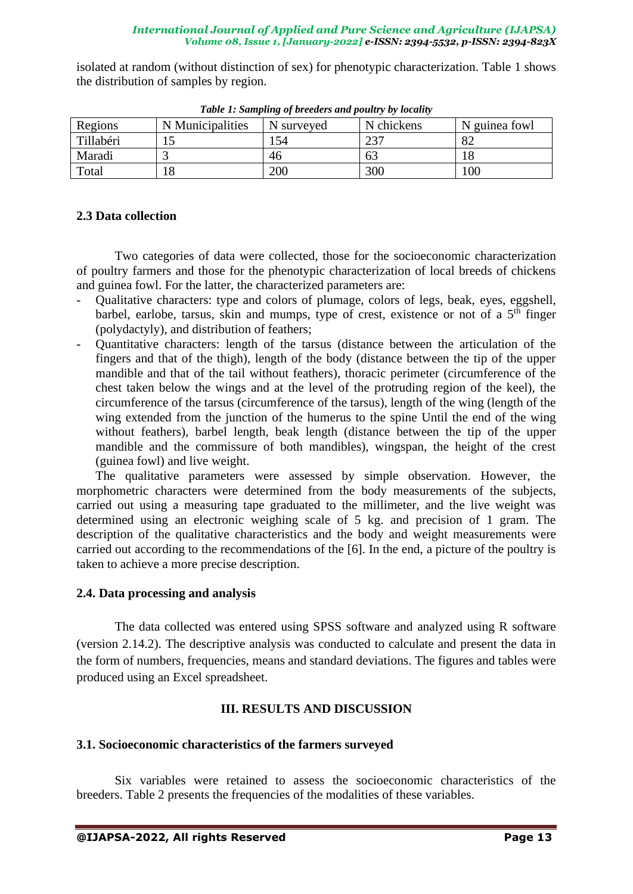isolated at random (without distinction of sex) for phenotypic characterization. Table 1 shows the distribution of samples by region.

***Table 1: Sampling of breeders and poultry by locality***

| Regions | N Municipalities | N surveyed | N chickens | N guinea fowl |
|---|---|---|---|---|
| Tillabéri | 15 | 154 | 237 | 82 |
| Maradi | 3 | 46 | 63 | 18 |
| Total | 18 | 200 | 300 | 100 |

### 2.3 Data collection

Two categories of data were collected, those for the socioeconomic characterization of poultry farmers and those for the phenotypic characterization of local breeds of chickens and guinea fowl. For the latter, the characterized parameters are:

- Qualitative characters: type and colors of plumage, colors of legs, beak, eyes, eggshell, barbel, earlobe, tarsus, skin and mumps, type of crest, existence or not of a 5th finger (polydactyly), and distribution of feathers;
- Quantitative characters: length of the tarsus (distance between the articulation of the fingers and that of the thigh), length of the body (distance between the tip of the upper mandible and that of the tail without feathers), thoracic perimeter (circumference of the chest taken below the wings and at the level of the protruding region of the keel), the circumference of the tarsus (circumference of the tarsus), length of the wing (length of the wing extended from the junction of the humerus to the spine Until the end of the wing without feathers), barbel length, beak length (distance between the tip of the upper mandible and the commissure of both mandibles), wingspan, the height of the crest (guinea fowl) and live weight.

The qualitative parameters were assessed by simple observation. However, the morphometric characters were determined from the body measurements of the subjects, carried out using a measuring tape graduated to the millimeter, and the live weight was determined using an electronic weighing scale of 5 kg. and precision of 1 gram. The description of the qualitative characteristics and the body and weight measurements were carried out according to the recommendations of the [6]. In the end, a picture of the poultry is taken to achieve a more precise description.

### 2.4. Data processing and analysis

The data collected was entered using SPSS software and analyzed using R software (version 2.14.2). The descriptive analysis was conducted to calculate and present the data in the form of numbers, frequencies, means and standard deviations. The figures and tables were produced using an Excel spreadsheet.

## III. RESULTS AND DISCUSSION

### 3.1. Socioeconomic characteristics of the farmers surveyed

Six variables were retained to assess the socioeconomic characteristics of the breeders. Table 2 presents the frequencies of the modalities of these variables.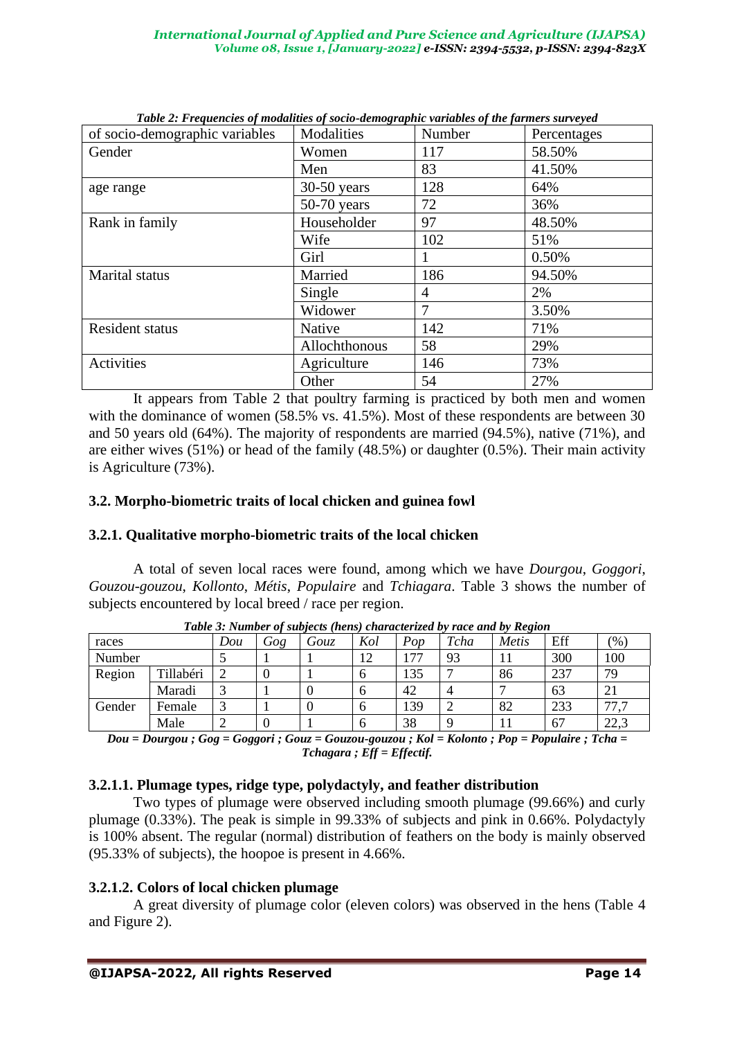*Table 2: Frequencies of modalities of socio-demographic variables of the farmers surveyed*

| of socio-demographic variables | Modalities | Number | Percentages |
|---|---|---|---|
| Gender | Women | 117 | 58.50% |
| | Men | 83 | 41.50% |
| age range | 30-50 years | 128 | 64% |
| | 50-70 years | 72 | 36% |
| Rank in family | Householder | 97 | 48.50% |
| | Wife | 102 | 51% |
| | Girl | 1 | 0.50% |
| Marital status | Married | 186 | 94.50% |
| | Single | 4 | 2% |
| | Widower | 7 | 3.50% |
| Resident status | Native | 142 | 71% |
| | Allochthonous | 58 | 29% |
| Activities | Agriculture | 146 | 73% |
| | Other | 54 | 27% |

It appears from Table 2 that poultry farming is practiced by both men and women with the dominance of women (58.5% vs. 41.5%). Most of these respondents are between 30 and 50 years old (64%). The majority of respondents are married (94.5%), native (71%), and are either wives (51%) or head of the family (48.5%) or daughter (0.5%). Their main activity is Agriculture (73%).

### 3.2. Morpho-biometric traits of local chicken and guinea fowl

#### 3.2.1. Qualitative morpho-biometric traits of the local chicken

A total of seven local races were found, among which we have *Dourgou*, *Goggori*, *Gouzou-gouzou*, *Kollonto*, *Métis*, *Populaire* and *Tchiagara*. Table 3 shows the number of subjects encountered by local breed / race per region.

*Table 3: Number of subjects (hens) characterized by race and by Region*

| races | | *Dou* | *Gog* | *Gouz* | *Kol* | *Pop* | *Tcha* | *Metis* | Eff | (%) |
|---|---|---|---|---|---|---|---|---|---|---|
| Number | | 5 | 1 | 1 | 12 | 177 | 93 | 11 | 300 | 100 |
| Region | Tillabéri | 2 | 0 | 1 | 6 | 135 | 7 | 86 | 237 | 79 |
| | Maradi | 3 | 1 | 0 | 6 | 42 | 4 | 7 | 63 | 21 |
| Gender | Female | 3 | 1 | 0 | 6 | 139 | 2 | 82 | 233 | 77,7 |
| | Male | 2 | 0 | 1 | 6 | 38 | 9 | 11 | 67 | 22,3 |

*Dou = Dourgou ; Gog = Goggori ; Gouz = Gouzou-gouzou ; Kol = Kolonto ; Pop = Populaire ; Tcha = Tchagara ; Eff = Effectif.*

##### 3.2.1.1. Plumage types, ridge type, polydactyly, and feather distribution

Two types of plumage were observed including smooth plumage (99.66%) and curly plumage (0.33%). The peak is simple in 99.33% of subjects and pink in 0.66%. Polydactyly is 100% absent. The regular (normal) distribution of feathers on the body is mainly observed (95.33% of subjects), the hoopoe is present in 4.66%.

##### 3.2.1.2. Colors of local chicken plumage

A great diversity of plumage color (eleven colors) was observed in the hens (Table 4 and Figure 2).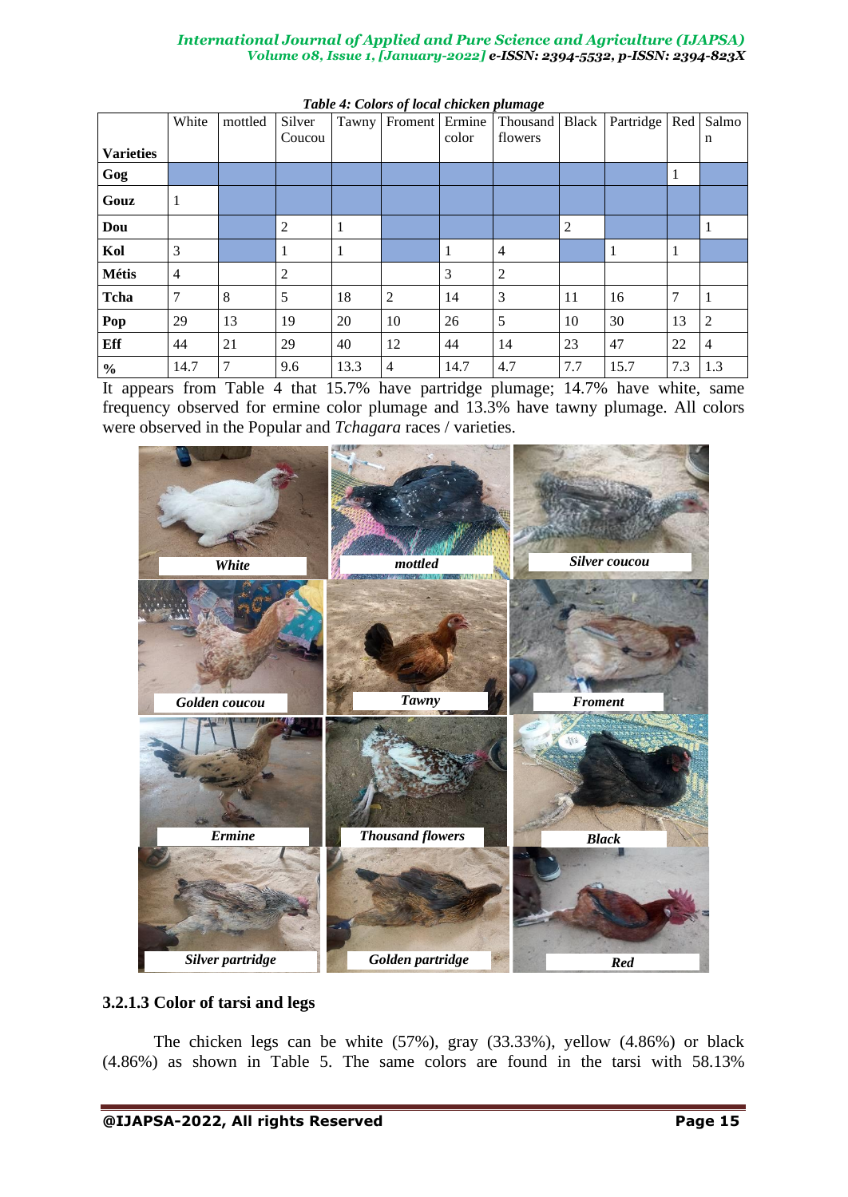*Table 4: Colors of local chicken plumage*

| Varieties | White | mottled | Silver Coucou | Tawny | Froment | Ermine color | Thousand flowers | Black | Partridge | Red | Salmon |
|---|---|---|---|---|---|---|---|---|---|---|---|
| **Gog** | | | | | | | | | | 1 | |
| **Gouz** | 1 | | | | | | | | | | |
| **Dou** | | | 2 | 1 | | | | 2 | | | 1 |
| **Kol** | 3 | | 1 | 1 | | 1 | 4 | | 1 | 1 | |
| **Métis** | 4 | | 2 | | | 3 | 2 | | | | |
| **Tcha** | 7 | 8 | 5 | 18 | 2 | 14 | 3 | 11 | 16 | 7 | 1 |
| **Pop** | 29 | 13 | 19 | 20 | 10 | 26 | 5 | 10 | 30 | 13 | 2 |
| **Eff** | 44 | 21 | 29 | 40 | 12 | 44 | 14 | 23 | 47 | 22 | 4 |
| **%** | 14.7 | 7 | 9.6 | 13.3 | 4 | 14.7 | 4.7 | 7.7 | 15.7 | 7.3 | 1.3 |

It appears from Table 4 that 15.7% have partridge plumage; 14.7% have white, same frequency observed for ermine color plumage and 13.3% have tawny plumage. All colors were observed in the Popular and *Tchagara* races / varieties.

### 3.2.1.3 Color of tarsi and legs

The chicken legs can be white (57%), gray (33.33%), yellow (4.86%) or black (4.86%) as shown in Table 5. The same colors are found in the tarsi with 58.13%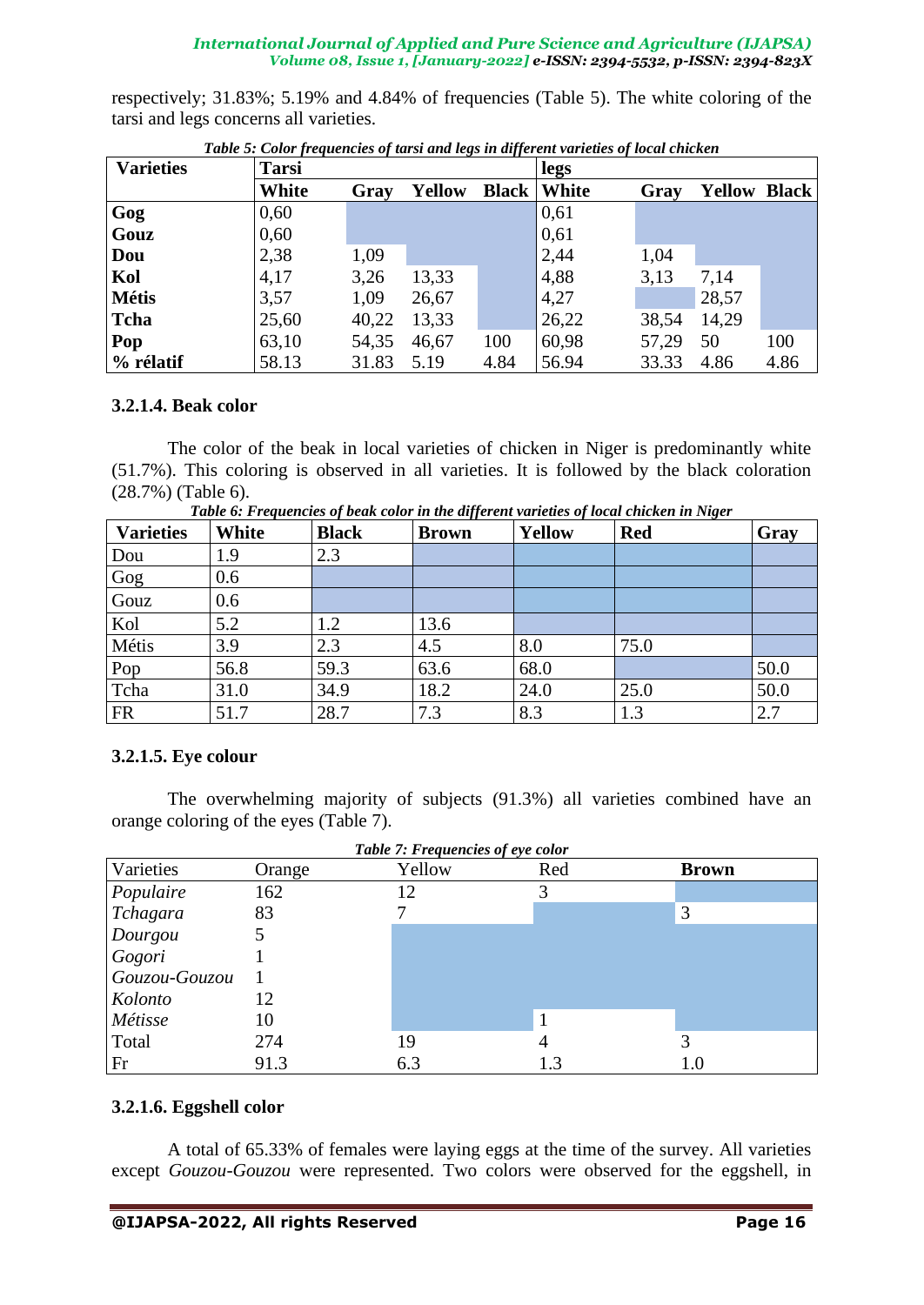respectively; 31.83%; 5.19% and 4.84% of frequencies (Table 5). The white coloring of the tarsi and legs concerns all varieties.

*Table 5: Color frequencies of tarsi and legs in different varieties of local chicken*

| Varieties | Tarsi | | | | legs | | | |
|---|---|---|---|---|---|---|---|---|
| | White | Gray | Yellow | Black | White | Gray | Yellow | Black |
| Gog | 0,60 | | | | 0,61 | | | |
| Gouz | 0,60 | | | | 0,61 | | | |
| Dou | 2,38 | 1,09 | | | 2,44 | 1,04 | | |
| Kol | 4,17 | 3,26 | 13,33 | | 4,88 | 3,13 | 7,14 | |
| Métis | 3,57 | 1,09 | 26,67 | | 4,27 | | 28,57 | |
| Tcha | 25,60 | 40,22 | 13,33 | | 26,22 | 38,54 | 14,29 | |
| Pop | 63,10 | 54,35 | 46,67 | 100 | 60,98 | 57,29 | 50 | 100 |
| % rélatif | 58.13 | 31.83 | 5.19 | 4.84 | 56.94 | 33.33 | 4.86 | 4.86 |

### 3.2.1.4. Beak color

The color of the beak in local varieties of chicken in Niger is predominantly white (51.7%). This coloring is observed in all varieties. It is followed by the black coloration (28.7%) (Table 6).

*Table 6: Frequencies of beak color in the different varieties of local chicken in Niger*

| Varieties | White | Black | Brown | Yellow | Red | Gray |
|---|---|---|---|---|---|---|
| Dou | 1.9 | 2.3 | | | | |
| Gog | 0.6 | | | | | |
| Gouz | 0.6 | | | | | |
| Kol | 5.2 | 1.2 | 13.6 | | | |
| Métis | 3.9 | 2.3 | 4.5 | 8.0 | 75.0 | |
| Pop | 56.8 | 59.3 | 63.6 | 68.0 | | 50.0 |
| Tcha | 31.0 | 34.9 | 18.2 | 24.0 | 25.0 | 50.0 |
| FR | 51.7 | 28.7 | 7.3 | 8.3 | 1.3 | 2.7 |

### 3.2.1.5. Eye colour

The overwhelming majority of subjects (91.3%) all varieties combined have an orange coloring of the eyes (Table 7).

*Table 7: Frequencies of eye color*

| Varieties | Orange | Yellow | Red | Brown |
|---|---|---|---|---|
| *Populaire* | 162 | 12 | 3 | |
| *Tchagara* | 83 | 7 | | 3 |
| *Dourgou* | 5 | | | |
| *Gogori* | 1 | | | |
| *Gouzou-Gouzou* | 1 | | | |
| *Kolonto* | 12 | | | |
| *Métisse* | 10 | | 1 | |
| Total | 274 | 19 | 4 | 3 |
| Fr | 91.3 | 6.3 | 1.3 | 1.0 |

### 3.2.1.6. Eggshell color

A total of 65.33% of females were laying eggs at the time of the survey. All varieties except *Gouzou-Gouzou* were represented. Two colors were observed for the eggshell, in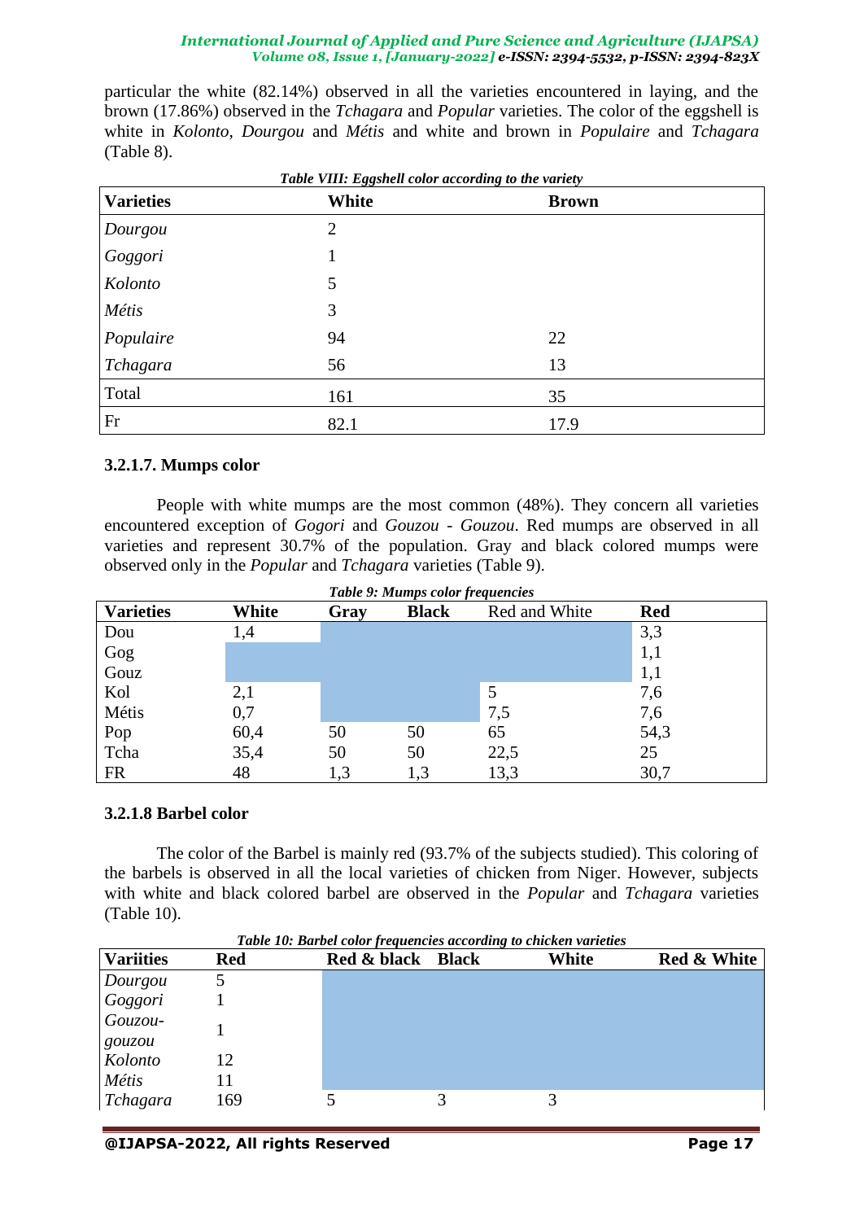particular the white (82.14%) observed in all the varieties encountered in laying, and the brown (17.86%) observed in the *Tchagara* and *Popular* varieties. The color of the eggshell is white in *Kolonto*, *Dourgou* and *Métis* and white and brown in *Populaire* and *Tchagara* (Table 8).

*Table VIII: Eggshell color according to the variety*

| Varieties | White | Brown |
|---|---|---|
| *Dourgou* | 2 | |
| *Goggori* | 1 | |
| *Kolonto* | 5 | |
| *Métis* | 3 | |
| *Populaire* | 94 | 22 |
| *Tchagara* | 56 | 13 |
| Total | 161 | 35 |
| Fr | 82.1 | 17.9 |

### 3.2.1.7. Mumps color

People with white mumps are the most common (48%). They concern all varieties encountered exception of *Gogori* and *Gouzou - Gouzou*. Red mumps are observed in all varieties and represent 30.7% of the population. Gray and black colored mumps were observed only in the *Popular* and *Tchagara* varieties (Table 9).

*Table 9: Mumps color frequencies*

| Varieties | White | Gray | Black | Red and White | Red |
|---|---|---|---|---|---|
| Dou | 1,4 | | | | 3,3 |
| Gog | | | | | 1,1 |
| Gouz | | | | | 1,1 |
| Kol | 2,1 | | | 5 | 7,6 |
| Métis | 0,7 | | | 7,5 | 7,6 |
| Pop | 60,4 | 50 | 50 | 65 | 54,3 |
| Tcha | 35,4 | 50 | 50 | 22,5 | 25 |
| FR | 48 | 1,3 | 1,3 | 13,3 | 30,7 |

### 3.2.1.8 Barbel color

The color of the Barbel is mainly red (93.7% of the subjects studied). This coloring of the barbels is observed in all the local varieties of chicken from Niger. However, subjects with white and black colored barbel are observed in the *Popular* and *Tchagara* varieties (Table 10).

*Table 10: Barbel color frequencies according to chicken varieties*

| Variities | Red | Red & black | Black | White | Red & White |
|---|---|---|---|---|---|
| *Dourgou* | 5 | | | | |
| *Goggori* | 1 | | | | |
| *Gouzou-gouzou* | 1 | | | | |
| *Kolonto* | 12 | | | | |
| *Métis* | 11 | | | | |
| *Tchagara* | 169 | 5 | 3 | 3 | |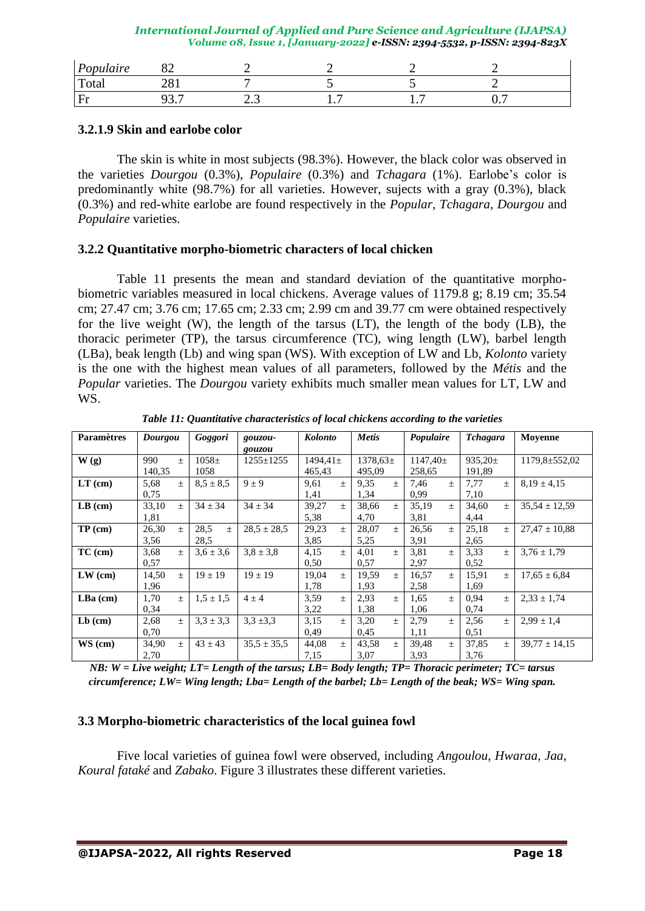| Populaire | 82 | 2 | 2 | 2 | 2 |
|---|---|---|---|---|---|
| Total | 281 | 7 | 5 | 5 | 2 |
| Fr | 93.7 | 2.3 | 1.7 | 1.7 | 0.7 |

### 3.2.1.9 Skin and earlobe color

The skin is white in most subjects (98.3%). However, the black color was observed in the varieties *Dourgou* (0.3%), *Populaire* (0.3%) and *Tchagara* (1%). Earlobe's color is predominantly white (98.7%) for all varieties. However, sujects with a gray (0.3%), black (0.3%) and red-white earlobe are found respectively in the *Popular*, *Tchagara*, *Dourgou* and *Populaire* varieties.

## 3.2.2 Quantitative morpho-biometric characters of local chicken

Table 11 presents the mean and standard deviation of the quantitative morpho-biometric variables measured in local chickens. Average values of 1179.8 g; 8.19 cm; 35.54 cm; 27.47 cm; 3.76 cm; 17.65 cm; 2.33 cm; 2.99 cm and 39.77 cm were obtained respectively for the live weight (W), the length of the tarsus (LT), the length of the body (LB), the thoracic perimeter (TP), the tarsus circumference (TC), wing length (LW), barbel length (LBa), beak length (Lb) and wing span (WS). With exception of LW and Lb, *Kolonto* variety is the one with the highest mean values of all parameters, followed by the *Métis* and the *Popular* varieties. The *Dourgou* variety exhibits much smaller mean values for LT, LW and WS.

*Table 11: Quantitative characteristics of local chickens according to the varieties*

| Paramètres | *Dourgou* | *Goggori* | *gouzou-gouzou* | *Kolonto* | *Metis* | *Populaire* | *Tchagara* | Moyenne |
|---|---|---|---|---|---|---|---|---|
| W (g) | 990 ± 140,35 | 1058± 1058 | 1255±1255 | 1494,41± 465,43 | 1378,63± 495,09 | 1147,40± 258,65 | 935,20± 191,89 | 1179,8±552,02 |
| LT (cm) | 5,68 ± 0,75 | 8,5 ± 8,5 | 9 ± 9 | 9,61 ± 1,41 | 9,35 ± 1,34 | 7,46 ± 0,99 | 7,77 ± 7,10 | 8,19 ± 4,15 |
| LB (cm) | 33,10 ± 1,81 | 34 ± 34 | 34 ± 34 | 39,27 ± 5,38 | 38,66 ± 4,70 | 35,19 ± 3,81 | 34,60 ± 4,44 | 35,54 ± 12,59 |
| TP (cm) | 26,30 ± 3,56 | 28,5 ± 28,5 | 28,5 ± 28,5 | 29,23 ± 3,85 | 28,07 ± 5,25 | 26,56 ± 3,91 | 25,18 ± 2,65 | 27,47 ± 10,88 |
| TC (cm) | 3,68 ± 0,57 | 3,6 ± 3,6 | 3,8 ± 3,8 | 4,15 ± 0,50 | 4,01 ± 0,57 | 3,81 ± 2,97 | 3,33 ± 0,52 | 3,76 ± 1,79 |
| LW (cm) | 14,50 ± 1,96 | 19 ± 19 | 19 ± 19 | 19,04 ± 1,78 | 19,59 ± 1,93 | 16,57 ± 2,58 | 15,91 ± 1,69 | 17,65 ± 6,84 |
| LBa (cm) | 1,70 ± 0,34 | 1,5 ± 1,5 | 4 ± 4 | 3,59 ± 3,22 | 2,93 ± 1,38 | 1,65 ± 1,06 | 0,94 ± 0,74 | 2,33 ± 1,74 |
| Lb (cm) | 2,68 ± 0,70 | 3,3 ± 3,3 | 3,3 ±3,3 | 3,15 ± 0,49 | 3,20 ± 0,45 | 2,79 ± 1,11 | 2,56 ± 0,51 | 2,99 ± 1,4 |
| WS (cm) | 34,90 ± 2,70 | 43 ± 43 | 35,5 ± 35,5 | 44,08 ± 7,15 | 43,58 ± 3,07 | 39,48 ± 3,93 | 37,85 ± 3,76 | 39,77 ± 14,15 |

*NB: W = Live weight; LT= Length of the tarsus; LB= Body length; TP= Thoracic perimeter; TC= tarsus circumference; LW= Wing length; Lba= Length of the barbel; Lb= Length of the beak; WS= Wing span.*

## 3.3 Morpho-biometric characteristics of the local guinea fowl

Five local varieties of guinea fowl were observed, including *Angoulou*, *Hwaraa*, *Jaa*, *Koural fataké* and *Zabako*. Figure 3 illustrates these different varieties.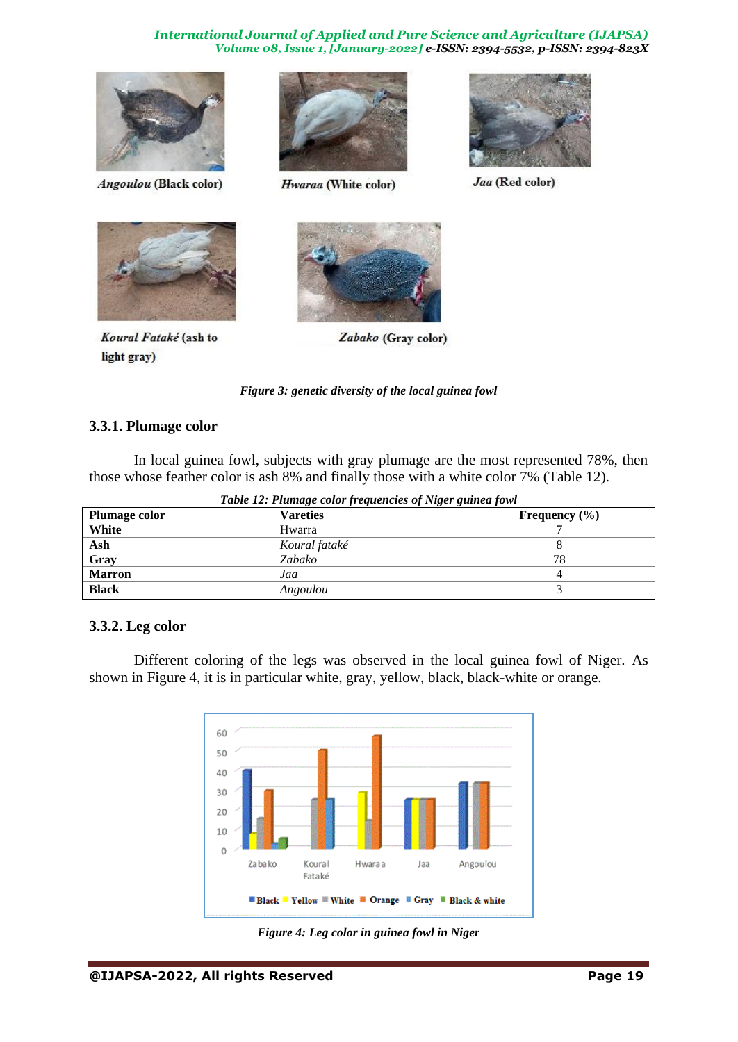*Angoulou* (Black color)

*Hwaraa* (White color)

*Jaa* (Red color)

*Koural Fataké* (ash to light gray)

*Zabako* (Gray color)

*Figure 3: genetic diversity of the local guinea fowl*

### 3.3.1. Plumage color

In local guinea fowl, subjects with gray plumage are the most represented 78%, then those whose feather color is ash 8% and finally those with a white color 7% (Table 12).

*Table 12: Plumage color frequencies of Niger guinea fowl*

| Plumage color | Vareties | Frequency (%) |
|---|---|---|
| **White** | Hwarra | 7 |
| **Ash** | *Koural fataké* | 8 |
| **Gray** | *Zabako* | 78 |
| **Marron** | *Jaa* | 4 |
| **Black** | *Angoulou* | 3 |

### 3.3.2. Leg color

Different coloring of the legs was observed in the local guinea fowl of Niger. As shown in Figure 4, it is in particular white, gray, yellow, black, black-white or orange.

*Figure 4: Leg color in guinea fowl in Niger*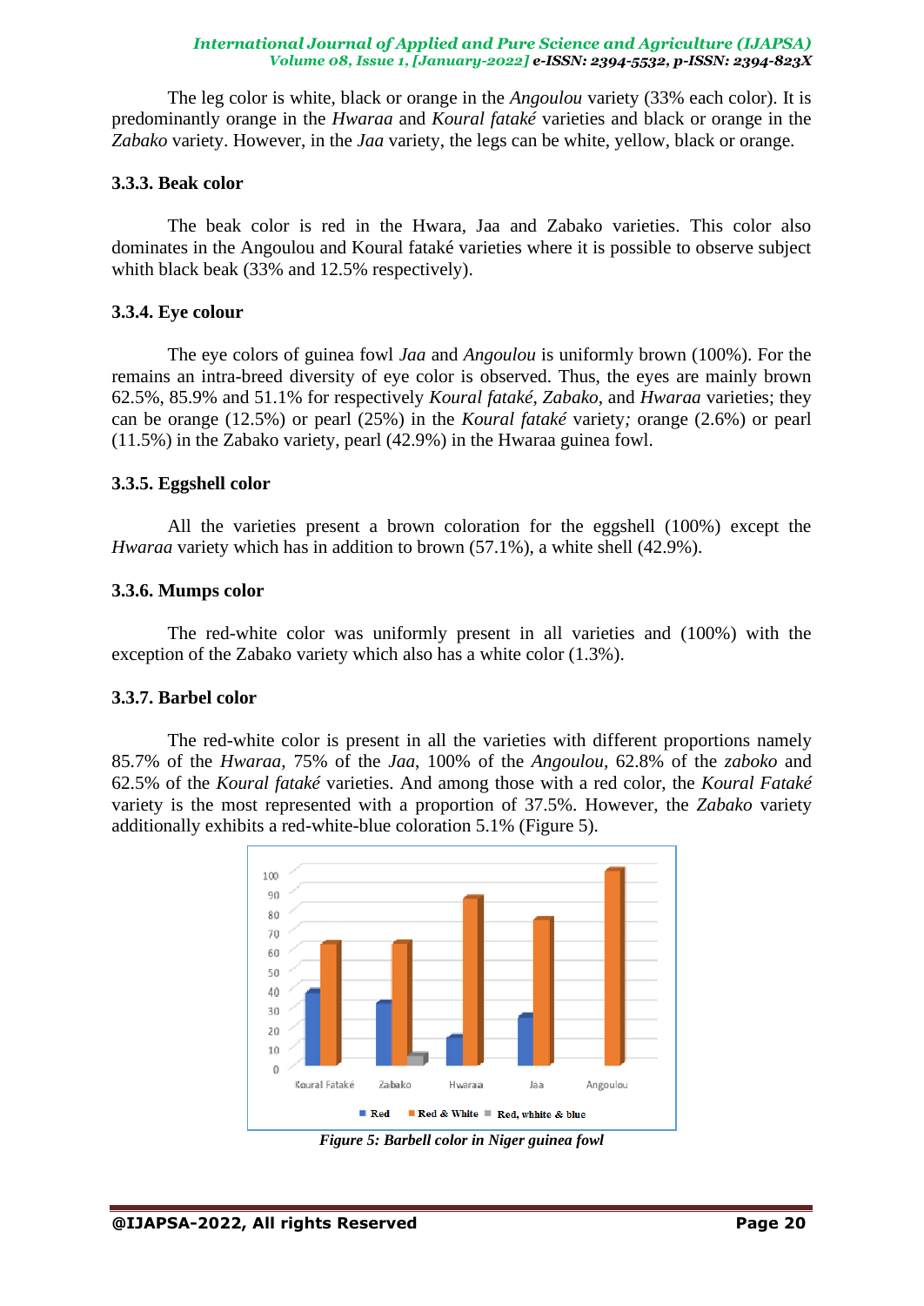The leg color is white, black or orange in the *Angoulou* variety (33% each color). It is predominantly orange in the *Hwaraa* and *Koural fataké* varieties and black or orange in the *Zabako* variety. However, in the *Jaa* variety, the legs can be white, yellow, black or orange.

### 3.3.3. Beak color

The beak color is red in the Hwara, Jaa and Zabako varieties. This color also dominates in the Angoulou and Koural fataké varieties where it is possible to observe subject whith black beak (33% and 12.5% respectively).

### 3.3.4. Eye colour

The eye colors of guinea fowl *Jaa* and *Angoulou* is uniformly brown (100%). For the remains an intra-breed diversity of eye color is observed. Thus, the eyes are mainly brown 62.5%, 85.9% and 51.1% for respectively *Koural fataké*, *Zabako*, and *Hwaraa* varieties; they can be orange (12.5%) or pearl (25%) in the *Koural fataké* variety*;* orange (2.6%) or pearl (11.5%) in the Zabako variety, pearl (42.9%) in the Hwaraa guinea fowl.

### 3.3.5. Eggshell color

All the varieties present a brown coloration for the eggshell (100%) except the *Hwaraa* variety which has in addition to brown (57.1%), a white shell (42.9%).

### 3.3.6. Mumps color

The red-white color was uniformly present in all varieties and (100%) with the exception of the Zabako variety which also has a white color (1.3%).

### 3.3.7. Barbel color

The red-white color is present in all the varieties with different proportions namely 85.7% of the *Hwaraa*, 75% of the *Jaa*, 100% of the *Angoulou*, 62.8% of the *zaboko* and 62.5% of the *Koural fataké* varieties. And among those with a red color, the *Koural Fataké* variety is the most represented with a proportion of 37.5%. However, the *Zabako* variety additionally exhibits a red-white-blue coloration 5.1% (Figure 5).

*Figure 5: Barbell color in Niger guinea fowl*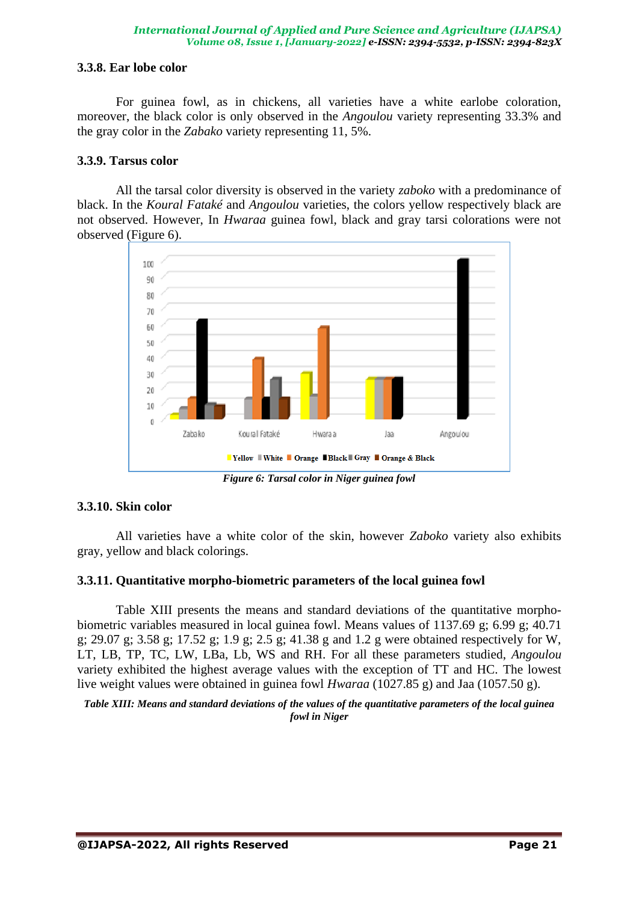### 3.3.8. Ear lobe color

For guinea fowl, as in chickens, all varieties have a white earlobe coloration, moreover, the black color is only observed in the *Angoulou* variety representing 33.3% and the gray color in the *Zabako* variety representing 11, 5%.

### 3.3.9. Tarsus color

All the tarsal color diversity is observed in the variety *zaboko* with a predominance of black. In the *Koural Fataké* and *Angoulou* varieties, the colors yellow respectively black are not observed. However, In *Hwaraa* guinea fowl, black and gray tarsi colorations were not observed (Figure 6).

*Figure 6: Tarsal color in Niger guinea fowl*

### 3.3.10. Skin color

All varieties have a white color of the skin, however *Zaboko* variety also exhibits gray, yellow and black colorings.

### 3.3.11. Quantitative morpho-biometric parameters of the local guinea fowl

Table XIII presents the means and standard deviations of the quantitative morpho-biometric variables measured in local guinea fowl. Means values of 1137.69 g; 6.99 g; 40.71 g; 29.07 g; 3.58 g; 17.52 g; 1.9 g; 2.5 g; 41.38 g and 1.2 g were obtained respectively for W, LT, LB, TP, TC, LW, LBa, Lb, WS and RH. For all these parameters studied, *Angoulou* variety exhibited the highest average values with the exception of TT and HC. The lowest live weight values were obtained in guinea fowl *Hwaraa* (1027.85 g) and Jaa (1057.50 g).

***Table XIII: Means and standard deviations of the values of the quantitative parameters of the local guinea fowl in Niger***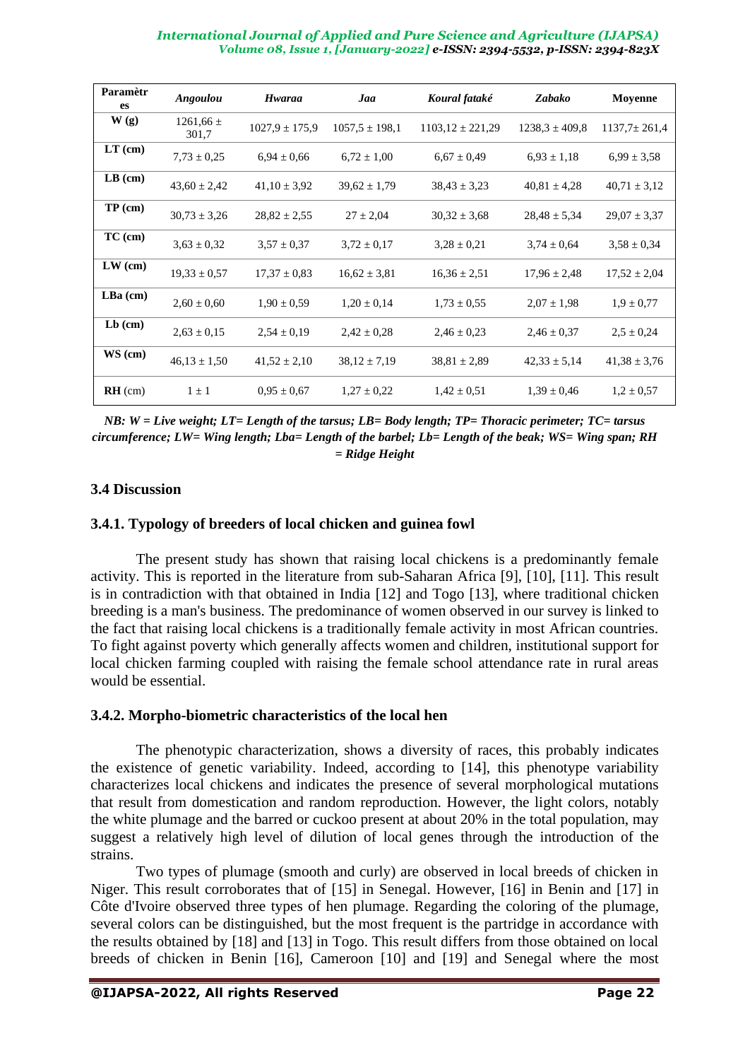| Paramètres | *Angoulou* | *Hwaraa* | *Jaa* | *Koural fataké* | *Zabako* | Moyenne |
|---|---|---|---|---|---|---|
| **W (g)** | 1261,66 ± 301,7 | 1027,9 ± 175,9 | 1057,5 ± 198,1 | 1103,12 ± 221,29 | 1238,3 ± 409,8 | 1137,7± 261,4 |
| **LT (cm)** | 7,73 ± 0,25 | 6,94 ± 0,66 | 6,72 ± 1,00 | 6,67 ± 0,49 | 6,93 ± 1,18 | 6,99 ± 3,58 |
| **LB (cm)** | 43,60 ± 2,42 | 41,10 ± 3,92 | 39,62 ± 1,79 | 38,43 ± 3,23 | 40,81 ± 4,28 | 40,71 ± 3,12 |
| **TP (cm)** | 30,73 ± 3,26 | 28,82 ± 2,55 | 27 ± 2,04 | 30,32 ± 3,68 | 28,48 ± 5,34 | 29,07 ± 3,37 |
| **TC (cm)** | 3,63 ± 0,32 | 3,57 ± 0,37 | 3,72 ± 0,17 | 3,28 ± 0,21 | 3,74 ± 0,64 | 3,58 ± 0,34 |
| **LW (cm)** | 19,33 ± 0,57 | 17,37 ± 0,83 | 16,62 ± 3,81 | 16,36 ± 2,51 | 17,96 ± 2,48 | 17,52 ± 2,04 |
| **LBa (cm)** | 2,60 ± 0,60 | 1,90 ± 0,59 | 1,20 ± 0,14 | 1,73 ± 0,55 | 2,07 ± 1,98 | 1,9 ± 0,77 |
| **Lb (cm)** | 2,63 ± 0,15 | 2,54 ± 0,19 | 2,42 ± 0,28 | 2,46 ± 0,23 | 2,46 ± 0,37 | 2,5 ± 0,24 |
| **WS (cm)** | 46,13 ± 1,50 | 41,52 ± 2,10 | 38,12 ± 7,19 | 38,81 ± 2,89 | 42,33 ± 5,14 | 41,38 ± 3,76 |
| **RH** (cm) | 1 ± 1 | 0,95 ± 0,67 | 1,27 ± 0,22 | 1,42 ± 0,51 | 1,39 ± 0,46 | 1,2 ± 0,57 |

***NB: W = Live weight; LT= Length of the tarsus; LB= Body length; TP= Thoracic perimeter; TC= tarsus circumference; LW= Wing length; Lba= Length of the barbel; Lb= Length of the beak; WS= Wing span; RH = Ridge Height***

### 3.4 Discussion

#### 3.4.1. Typology of breeders of local chicken and guinea fowl

The present study has shown that raising local chickens is a predominantly female activity. This is reported in the literature from sub-Saharan Africa [9], [10], [11]. This result is in contradiction with that obtained in India [12] and Togo [13], where traditional chicken breeding is a man's business. The predominance of women observed in our survey is linked to the fact that raising local chickens is a traditionally female activity in most African countries. To fight against poverty which generally affects women and children, institutional support for local chicken farming coupled with raising the female school attendance rate in rural areas would be essential.

#### 3.4.2. Morpho-biometric characteristics of the local hen

The phenotypic characterization, shows a diversity of races, this probably indicates the existence of genetic variability. Indeed, according to [14], this phenotype variability characterizes local chickens and indicates the presence of several morphological mutations that result from domestication and random reproduction. However, the light colors, notably the white plumage and the barred or cuckoo present at about 20% in the total population, may suggest a relatively high level of dilution of local genes through the introduction of the strains.

Two types of plumage (smooth and curly) are observed in local breeds of chicken in Niger. This result corroborates that of [15] in Senegal. However, [16] in Benin and [17] in Côte d'Ivoire observed three types of hen plumage. Regarding the coloring of the plumage, several colors can be distinguished, but the most frequent is the partridge in accordance with the results obtained by [18] and [13] in Togo. This result differs from those obtained on local breeds of chicken in Benin [16], Cameroon [10] and [19] and Senegal where the most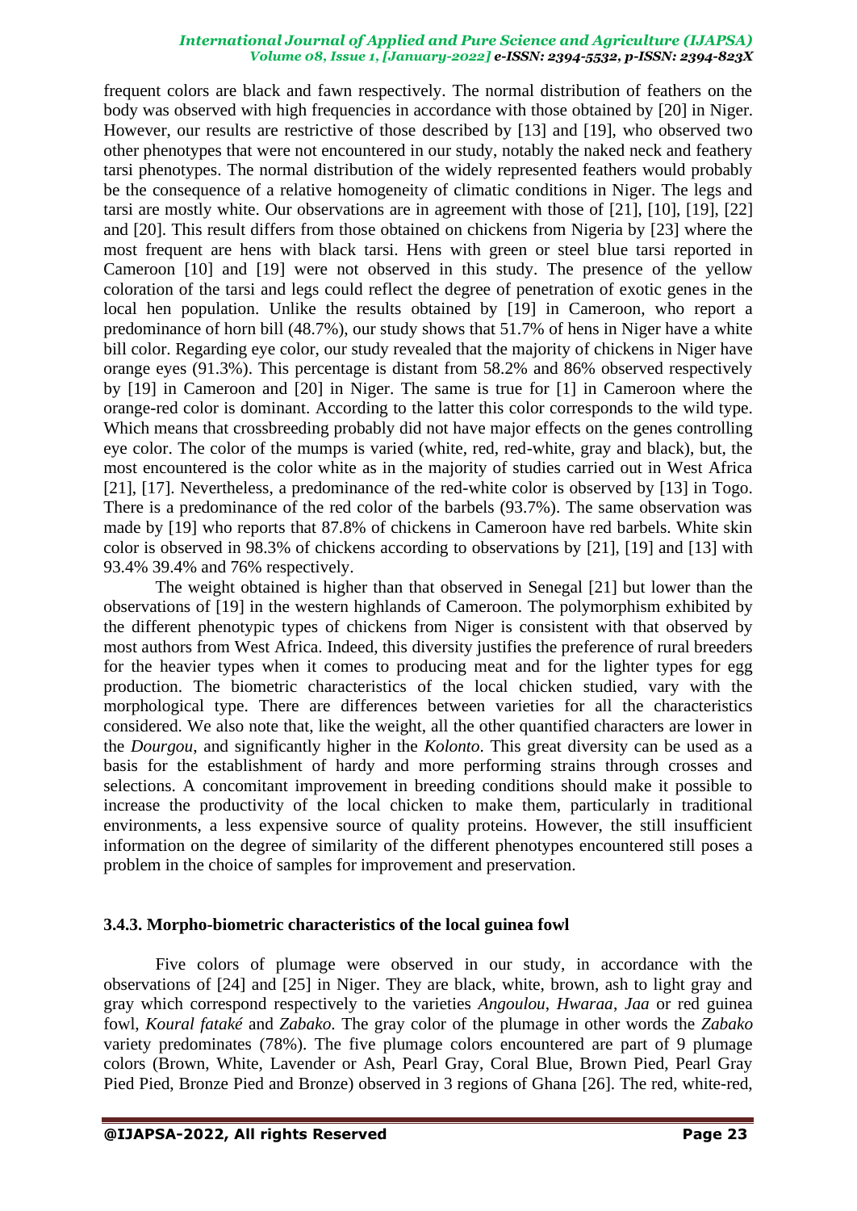frequent colors are black and fawn respectively. The normal distribution of feathers on the body was observed with high frequencies in accordance with those obtained by [20] in Niger. However, our results are restrictive of those described by [13] and [19], who observed two other phenotypes that were not encountered in our study, notably the naked neck and feathery tarsi phenotypes. The normal distribution of the widely represented feathers would probably be the consequence of a relative homogeneity of climatic conditions in Niger. The legs and tarsi are mostly white. Our observations are in agreement with those of [21], [10], [19], [22] and [20]. This result differs from those obtained on chickens from Nigeria by [23] where the most frequent are hens with black tarsi. Hens with green or steel blue tarsi reported in Cameroon [10] and [19] were not observed in this study. The presence of the yellow coloration of the tarsi and legs could reflect the degree of penetration of exotic genes in the local hen population. Unlike the results obtained by [19] in Cameroon, who report a predominance of horn bill (48.7%), our study shows that 51.7% of hens in Niger have a white bill color. Regarding eye color, our study revealed that the majority of chickens in Niger have orange eyes (91.3%). This percentage is distant from 58.2% and 86% observed respectively by [19] in Cameroon and [20] in Niger. The same is true for [1] in Cameroon where the orange-red color is dominant. According to the latter this color corresponds to the wild type. Which means that crossbreeding probably did not have major effects on the genes controlling eye color. The color of the mumps is varied (white, red, red-white, gray and black), but, the most encountered is the color white as in the majority of studies carried out in West Africa [21], [17]. Nevertheless, a predominance of the red-white color is observed by [13] in Togo. There is a predominance of the red color of the barbels (93.7%). The same observation was made by [19] who reports that 87.8% of chickens in Cameroon have red barbels. White skin color is observed in 98.3% of chickens according to observations by [21], [19] and [13] with 93.4% 39.4% and 76% respectively.

The weight obtained is higher than that observed in Senegal [21] but lower than the observations of [19] in the western highlands of Cameroon. The polymorphism exhibited by the different phenotypic types of chickens from Niger is consistent with that observed by most authors from West Africa. Indeed, this diversity justifies the preference of rural breeders for the heavier types when it comes to producing meat and for the lighter types for egg production. The biometric characteristics of the local chicken studied, vary with the morphological type. There are differences between varieties for all the characteristics considered. We also note that, like the weight, all the other quantified characters are lower in the *Dourgou*, and significantly higher in the *Kolonto*. This great diversity can be used as a basis for the establishment of hardy and more performing strains through crosses and selections. A concomitant improvement in breeding conditions should make it possible to increase the productivity of the local chicken to make them, particularly in traditional environments, a less expensive source of quality proteins. However, the still insufficient information on the degree of similarity of the different phenotypes encountered still poses a problem in the choice of samples for improvement and preservation.

### 3.4.3. Morpho-biometric characteristics of the local guinea fowl

Five colors of plumage were observed in our study, in accordance with the observations of [24] and [25] in Niger. They are black, white, brown, ash to light gray and gray which correspond respectively to the varieties *Angoulou*, *Hwaraa*, *Jaa* or red guinea fowl, *Koural fataké* and *Zabako*. The gray color of the plumage in other words the *Zabako* variety predominates (78%). The five plumage colors encountered are part of 9 plumage colors (Brown, White, Lavender or Ash, Pearl Gray, Coral Blue, Brown Pied, Pearl Gray Pied Pied, Bronze Pied and Bronze) observed in 3 regions of Ghana [26]. The red, white-red,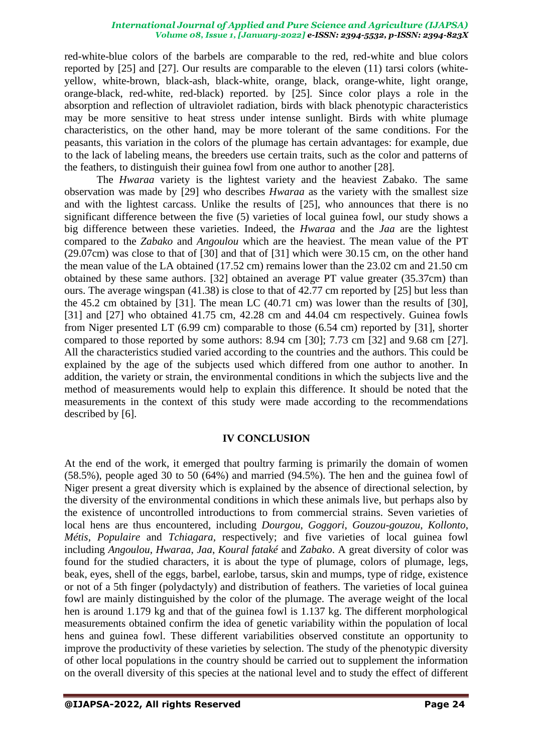red-white-blue colors of the barbels are comparable to the red, red-white and blue colors reported by [25] and [27]. Our results are comparable to the eleven (11) tarsi colors (white-yellow, white-brown, black-ash, black-white, orange, black, orange-white, light orange, orange-black, red-white, red-black) reported. by [25]. Since color plays a role in the absorption and reflection of ultraviolet radiation, birds with black phenotypic characteristics may be more sensitive to heat stress under intense sunlight. Birds with white plumage characteristics, on the other hand, may be more tolerant of the same conditions. For the peasants, this variation in the colors of the plumage has certain advantages: for example, due to the lack of labeling means, the breeders use certain traits, such as the color and patterns of the feathers, to distinguish their guinea fowl from one author to another [28].

The *Hwaraa* variety is the lightest variety and the heaviest Zabako. The same observation was made by [29] who describes *Hwaraa* as the variety with the smallest size and with the lightest carcass. Unlike the results of [25], who announces that there is no significant difference between the five (5) varieties of local guinea fowl, our study shows a big difference between these varieties. Indeed, the *Hwaraa* and the *Jaa* are the lightest compared to the *Zabako* and *Angoulou* which are the heaviest. The mean value of the PT (29.07cm) was close to that of [30] and that of [31] which were 30.15 cm, on the other hand the mean value of the LA obtained (17.52 cm) remains lower than the 23.02 cm and 21.50 cm obtained by these same authors. [32] obtained an average PT value greater (35.37cm) than ours. The average wingspan (41.38) is close to that of 42.77 cm reported by [25] but less than the 45.2 cm obtained by [31]. The mean LC (40.71 cm) was lower than the results of [30], [31] and [27] who obtained 41.75 cm, 42.28 cm and 44.04 cm respectively. Guinea fowls from Niger presented LT (6.99 cm) comparable to those (6.54 cm) reported by [31], shorter compared to those reported by some authors: 8.94 cm [30]; 7.73 cm [32] and 9.68 cm [27]. All the characteristics studied varied according to the countries and the authors. This could be explained by the age of the subjects used which differed from one author to another. In addition, the variety or strain, the environmental conditions in which the subjects live and the method of measurements would help to explain this difference. It should be noted that the measurements in the context of this study were made according to the recommendations described by [6].

## IV CONCLUSION

At the end of the work, it emerged that poultry farming is primarily the domain of women (58.5%), people aged 30 to 50 (64%) and married (94.5%). The hen and the guinea fowl of Niger present a great diversity which is explained by the absence of directional selection, by the diversity of the environmental conditions in which these animals live, but perhaps also by the existence of uncontrolled introductions to from commercial strains. Seven varieties of local hens are thus encountered, including *Dourgou*, *Goggori*, *Gouzou-gouzou*, *Kollonto*, *Métis*, *Populaire* and *Tchiagara*, respectively; and five varieties of local guinea fowl including *Angoulou*, *Hwaraa*, *Jaa*, *Koural fataké* and *Zabako*. A great diversity of color was found for the studied characters, it is about the type of plumage, colors of plumage, legs, beak, eyes, shell of the eggs, barbel, earlobe, tarsus, skin and mumps, type of ridge, existence or not of a 5th finger (polydactyly) and distribution of feathers. The varieties of local guinea fowl are mainly distinguished by the color of the plumage. The average weight of the local hen is around 1.179 kg and that of the guinea fowl is 1.137 kg. The different morphological measurements obtained confirm the idea of genetic variability within the population of local hens and guinea fowl. These different variabilities observed constitute an opportunity to improve the productivity of these varieties by selection. The study of the phenotypic diversity of other local populations in the country should be carried out to supplement the information on the overall diversity of this species at the national level and to study the effect of different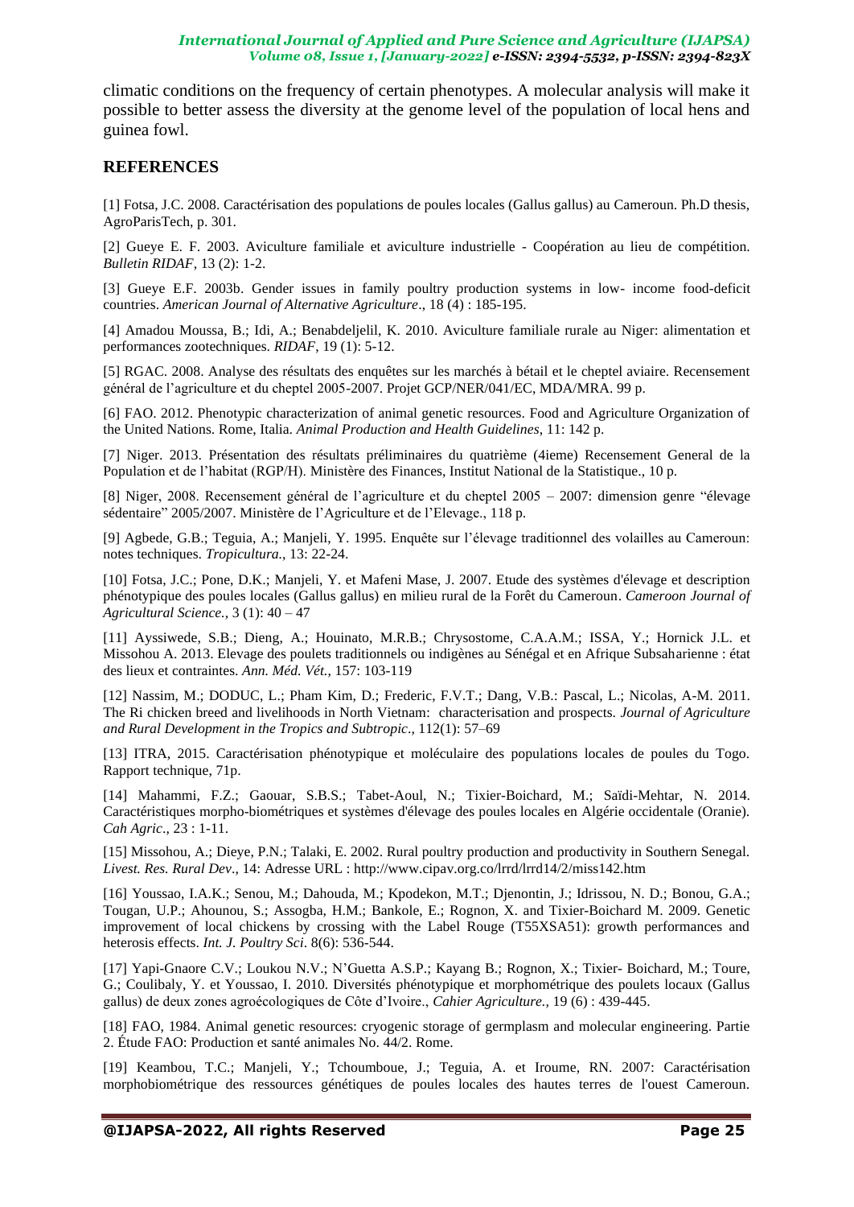climatic conditions on the frequency of certain phenotypes. A molecular analysis will make it possible to better assess the diversity at the genome level of the population of local hens and guinea fowl.

## REFERENCES

[1] Fotsa, J.C. 2008. Caractérisation des populations de poules locales (Gallus gallus) au Cameroun. Ph.D thesis, AgroParisTech, p. 301.

[2] Gueye E. F. 2003. Aviculture familiale et aviculture industrielle - Coopération au lieu de compétition. *Bulletin RIDAF*, 13 (2): 1-2.

[3] Gueye E.F. 2003b. Gender issues in family poultry production systems in low- income food-deficit countries. *American Journal of Alternative Agriculture*., 18 (4) : 185-195.

[4] Amadou Moussa, B.; Idi, A.; Benabdeljelil, K. 2010. Aviculture familiale rurale au Niger: alimentation et performances zootechniques. *RIDAF*, 19 (1): 5-12.

[5] RGAC. 2008. Analyse des résultats des enquêtes sur les marchés à bétail et le cheptel aviaire. Recensement général de l'agriculture et du cheptel 2005-2007. Projet GCP/NER/041/EC, MDA/MRA. 99 p.

[6] FAO. 2012. Phenotypic characterization of animal genetic resources. Food and Agriculture Organization of the United Nations. Rome, Italia. *Animal Production and Health Guidelines*, 11: 142 p.

[7] Niger. 2013. Présentation des résultats préliminaires du quatrième (4ieme) Recensement General de la Population et de l'habitat (RGP/H). Ministère des Finances, Institut National de la Statistique., 10 p.

[8] Niger, 2008. Recensement général de l'agriculture et du cheptel 2005 – 2007: dimension genre "élevage sédentaire" 2005/2007. Ministère de l'Agriculture et de l'Elevage., 118 p.

[9] Agbede, G.B.; Teguia, A.; Manjeli, Y. 1995. Enquête sur l'élevage traditionnel des volailles au Cameroun: notes techniques. *Tropicultura*., 13: 22-24.

[10] Fotsa, J.C.; Pone, D.K.; Manjeli, Y. et Mafeni Mase, J. 2007. Etude des systèmes d'élevage et description phénotypique des poules locales (Gallus gallus) en milieu rural de la Forêt du Cameroun. *Cameroon Journal of Agricultural Science.*, 3 (1): 40 – 47

[11] Ayssiwede, S.B.; Dieng, A.; Houinato, M.R.B.; Chrysostome, C.A.A.M.; ISSA, Y.; Hornick J.L. et Missohou A. 2013. Elevage des poulets traditionnels ou indigènes au Sénégal et en Afrique Subsaharienne : état des lieux et contraintes. *Ann. Méd. Vét.*, 157: 103-119

[12] Nassim, M.; DODUC, L.; Pham Kim, D.; Frederic, F.V.T.; Dang, V.B.: Pascal, L.; Nicolas, A-M. 2011. The Ri chicken breed and livelihoods in North Vietnam: characterisation and prospects. *Journal of Agriculture and Rural Development in the Tropics and Subtropic*., 112(1): 57–69

[13] ITRA, 2015. Caractérisation phénotypique et moléculaire des populations locales de poules du Togo. Rapport technique, 71p.

[14] Mahammi, F.Z.; Gaouar, S.B.S.; Tabet-Aoul, N.; Tixier-Boichard, M.; Saïdi-Mehtar, N. 2014. Caractéristiques morpho-biométriques et systèmes d'élevage des poules locales en Algérie occidentale (Oranie). *Cah Agric*., 23 : 1-11.

[15] Missohou, A.; Dieye, P.N.; Talaki, E. 2002. Rural poultry production and productivity in Southern Senegal. *Livest. Res. Rural Dev*., 14: Adresse URL : http://www.cipav.org.co/lrrd/lrrd14/2/miss142.htm

[16] Youssao, I.A.K.; Senou, M.; Dahouda, M.; Kpodekon, M.T.; Djenontin, J.; Idrissou, N. D.; Bonou, G.A.; Tougan, U.P.; Ahounou, S.; Assogba, H.M.; Bankole, E.; Rognon, X. and Tixier-Boichard M. 2009. Genetic improvement of local chickens by crossing with the Label Rouge (T55XSA51): growth performances and heterosis effects. *Int. J. Poultry Sci*. 8(6): 536-544.

[17] Yapi-Gnaore C.V.; Loukou N.V.; N'Guetta A.S.P.; Kayang B.; Rognon, X.; Tixier- Boichard, M.; Toure, G.; Coulibaly, Y. et Youssao, I. 2010. Diversités phénotypique et morphométrique des poulets locaux (Gallus gallus) de deux zones agroécologiques de Côte d'Ivoire., *Cahier Agriculture.*, 19 (6) : 439-445.

[18] FAO, 1984. Animal genetic resources: cryogenic storage of germplasm and molecular engineering. Partie 2. Étude FAO: Production et santé animales No. 44/2. Rome.

[19] Keambou, T.C.; Manjeli, Y.; Tchoumboue, J.; Teguia, A. et Iroume, RN. 2007: Caractérisation morphobiométrique des ressources génétiques de poules locales des hautes terres de l'ouest Cameroun.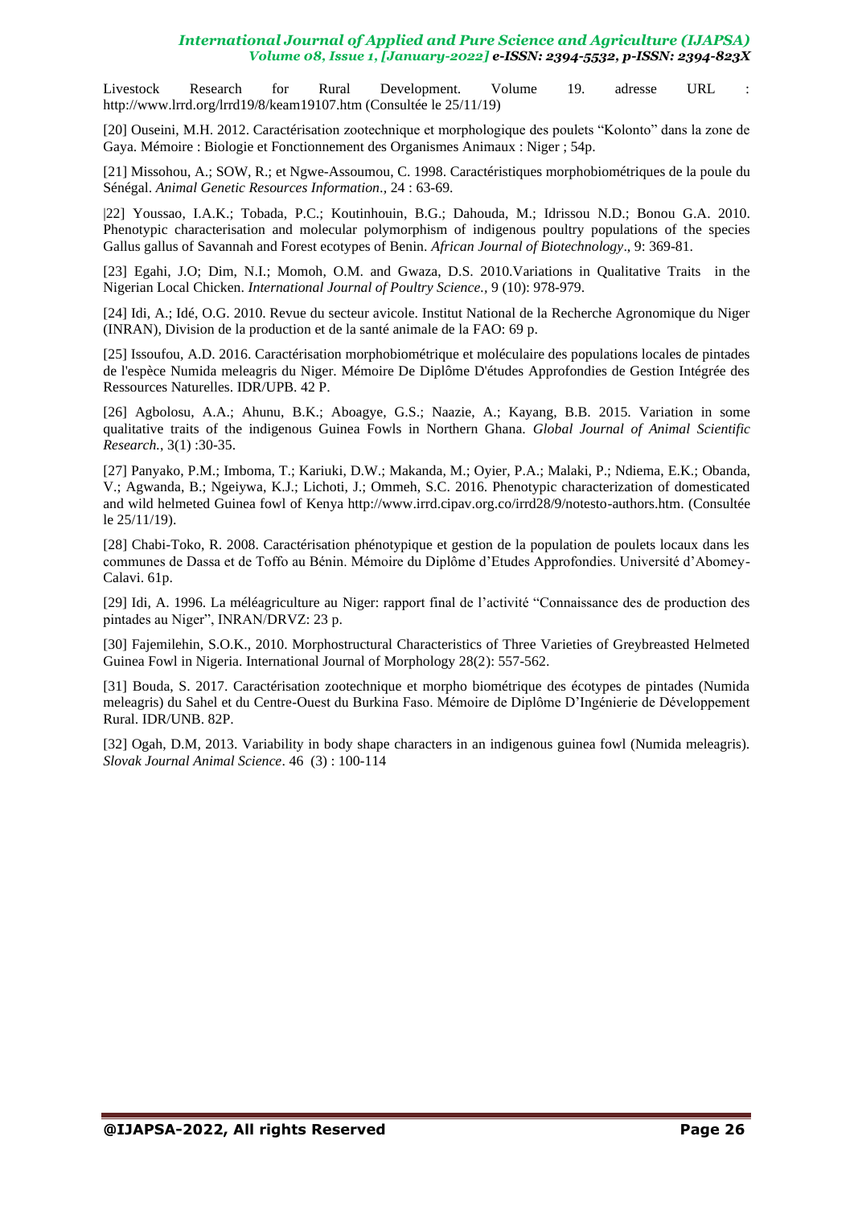Livestock Research for Rural Development. Volume 19. adresse URL : http://www.lrrd.org/lrrd19/8/keam19107.htm (Consultée le 25/11/19)

[20] Ouseini, M.H. 2012. Caractérisation zootechnique et morphologique des poulets "Kolonto" dans la zone de Gaya. Mémoire : Biologie et Fonctionnement des Organismes Animaux : Niger ; 54p.

[21] Missohou, A.; SOW, R.; et Ngwe-Assoumou, C. 1998. Caractéristiques morphobiométriques de la poule du Sénégal. *Animal Genetic Resources Information*., 24 : 63-69.

|22] Youssao, I.A.K.; Tobada, P.C.; Koutinhouin, B.G.; Dahouda, M.; Idrissou N.D.; Bonou G.A. 2010. Phenotypic characterisation and molecular polymorphism of indigenous poultry populations of the species Gallus gallus of Savannah and Forest ecotypes of Benin. *African Journal of Biotechnology*., 9: 369-81.

[23] Egahi, J.O; Dim, N.I.; Momoh, O.M. and Gwaza, D.S. 2010.Variations in Qualitative Traits in the Nigerian Local Chicken. *International Journal of Poultry Science.*, 9 (10): 978-979.

[24] Idi, A.; Idé, O.G. 2010. Revue du secteur avicole. Institut National de la Recherche Agronomique du Niger (INRAN), Division de la production et de la santé animale de la FAO: 69 p.

[25] Issoufou, A.D. 2016. Caractérisation morphobiométrique et moléculaire des populations locales de pintades de l'espèce Numida meleagris du Niger. Mémoire De Diplôme D'études Approfondies de Gestion Intégrée des Ressources Naturelles. IDR/UPB. 42 P.

[26] Agbolosu, A.A.; Ahunu, B.K.; Aboagye, G.S.; Naazie, A.; Kayang, B.B. 2015. Variation in some qualitative traits of the indigenous Guinea Fowls in Northern Ghana. *Global Journal of Animal Scientific Research.*, 3(1) :30-35.

[27] Panyako, P.M.; Imboma, T.; Kariuki, D.W.; Makanda, M.; Oyier, P.A.; Malaki, P.; Ndiema, E.K.; Obanda, V.; Agwanda, B.; Ngeiywa, K.J.; Lichoti, J.; Ommeh, S.C. 2016. Phenotypic characterization of domesticated and wild helmeted Guinea fowl of Kenya http://www.irrd.cipav.org.co/irrd28/9/notesto-authors.htm. (Consultée le 25/11/19).

[28] Chabi-Toko, R. 2008. Caractérisation phénotypique et gestion de la population de poulets locaux dans les communes de Dassa et de Toffo au Bénin. Mémoire du Diplôme d'Etudes Approfondies. Université d'Abomey-Calavi. 61p.

[29] Idi, A. 1996. La méléagriculture au Niger: rapport final de l'activité "Connaissance des de production des pintades au Niger", INRAN/DRVZ: 23 p.

[30] Fajemilehin, S.O.K., 2010. Morphostructural Characteristics of Three Varieties of Greybreasted Helmeted Guinea Fowl in Nigeria. International Journal of Morphology 28(2): 557-562.

[31] Bouda, S. 2017. Caractérisation zootechnique et morpho biométrique des écotypes de pintades (Numida meleagris) du Sahel et du Centre-Ouest du Burkina Faso. Mémoire de Diplôme D'Ingénierie de Développement Rural. IDR/UNB. 82P.

[32] Ogah, D.M, 2013. Variability in body shape characters in an indigenous guinea fowl (Numida meleagris). *Slovak Journal Animal Science*. 46 (3) : 100-114